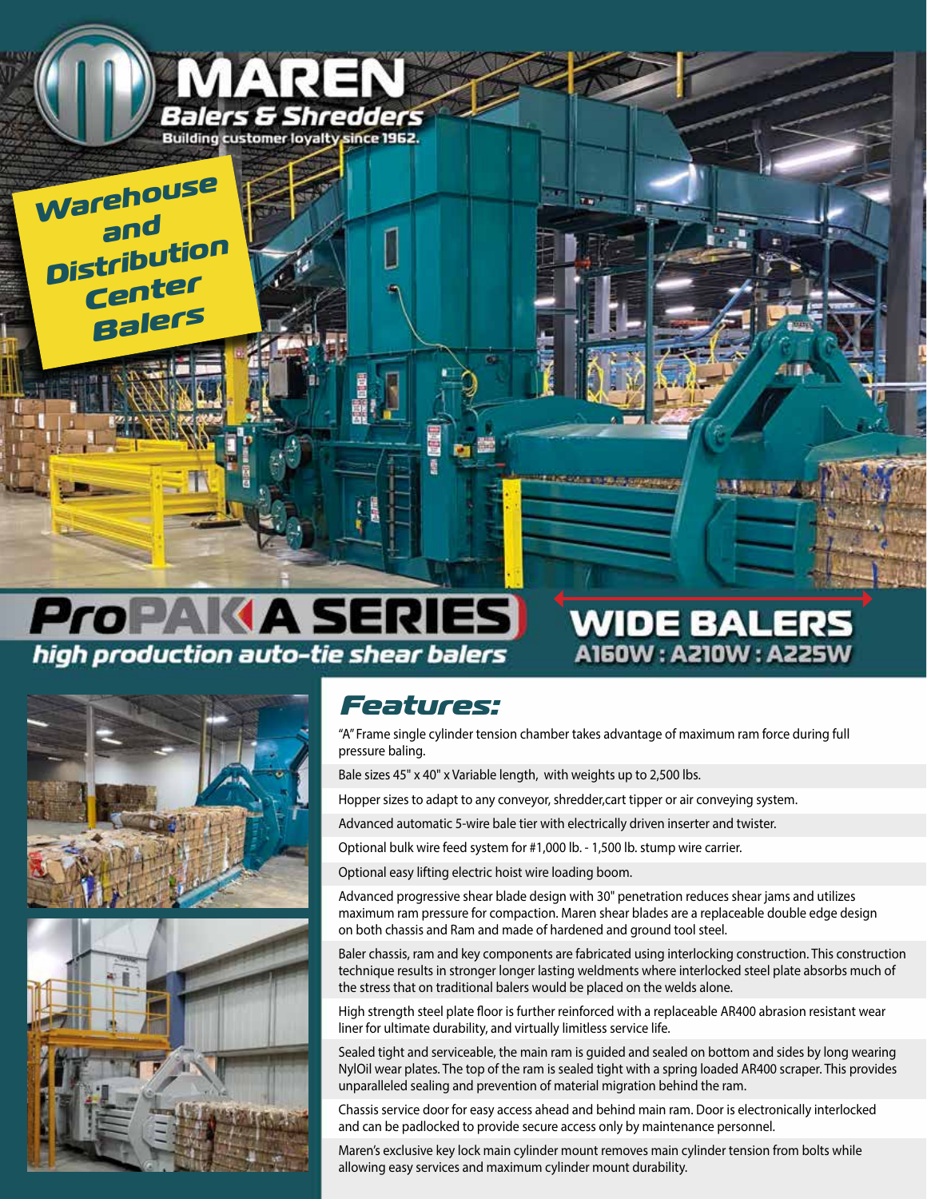# MAREN

**Balers & Shredders**

Building customer loyalty since 1962.

*Warehouse and Distribution Center Balers*

# ProPAK A SERIES

***high production auto-tie shear balers***

## WIDE BALERS

**A160W : A210W : A225W**

## *Features:*

"A" Frame single cylinder tension chamber takes advantage of maximum ram force during full pressure baling.

Bale sizes 45" x 40" x Variable length, with weights up to 2,500 lbs.

Hopper sizes to adapt to any conveyor, shredder,cart tipper or air conveying system.

Advanced automatic 5-wire bale tier with electrically driven inserter and twister.

Optional bulk wire feed system for #1,000 lb. - 1,500 lb. stump wire carrier.

Optional easy lifting electric hoist wire loading boom.

Advanced progressive shear blade design with 30" penetration reduces shear jams and utilizes maximum ram pressure for compaction. Maren shear blades are a replaceable double edge design on both chassis and Ram and made of hardened and ground tool steel.

Baler chassis, ram and key components are fabricated using interlocking construction. This construction technique results in stronger longer lasting weldments where interlocked steel plate absorbs much of the stress that on traditional balers would be placed on the welds alone.

High strength steel plate floor is further reinforced with a replaceable AR400 abrasion resistant wear liner for ultimate durability, and virtually limitless service life.

Sealed tight and serviceable, the main ram is guided and sealed on bottom and sides by long wearing NylOil wear plates. The top of the ram is sealed tight with a spring loaded AR400 scraper. This provides unparalleled sealing and prevention of material migration behind the ram.

Chassis service door for easy access ahead and behind main ram. Door is electronically interlocked and can be padlocked to provide secure access only by maintenance personnel.

Maren's exclusive key lock main cylinder mount removes main cylinder tension from bolts while allowing easy services and maximum cylinder mount durability.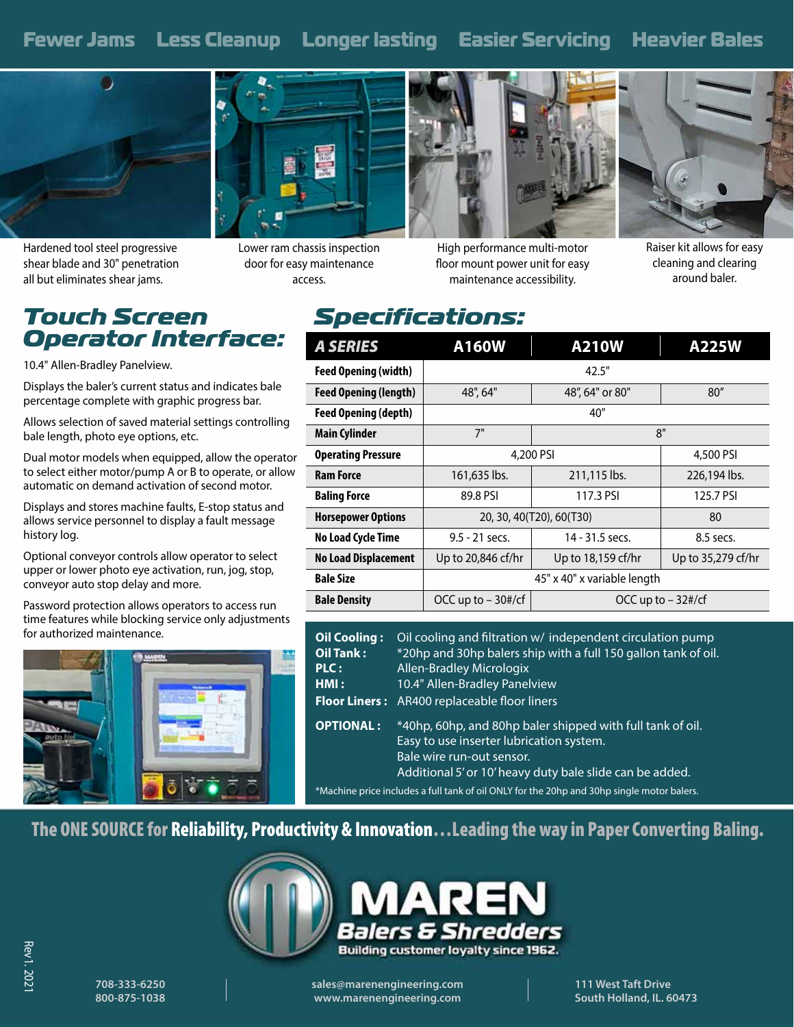Fewer Jams Less Cleanup Longer lasting Easier Servicing Heavier Bales

Hardened tool steel progressive shear blade and 30" penetration all but eliminates shear jams.

Lower ram chassis inspection door for easy maintenance access.

High performance multi-motor floor mount power unit for easy maintenance accessibility.

Raiser kit allows for easy cleaning and clearing around baler.

## Touch Screen Operator Interface:

10.4" Allen-Bradley Panelview.

Displays the baler's current status and indicates bale percentage complete with graphic progress bar.

Allows selection of saved material settings controlling bale length, photo eye options, etc.

Dual motor models when equipped, allow the operator to select either motor/pump A or B to operate, or allow automatic on demand activation of second motor.

Displays and stores machine faults, E-stop status and allows service personnel to display a fault message history log.

Optional conveyor controls allow operator to select upper or lower photo eye activation, run, jog, stop, conveyor auto stop delay and more.

Password protection allows operators to access run time features while blocking service only adjustments for authorized maintenance.

## Specifications:

| A SERIES | A160W | A210W | A225W |
|---|---|---|---|
| Feed Opening (width) | 42.5" | | |
| Feed Opening (length) | 48", 64" | 48", 64" or 80" | 80" |
| Feed Opening (depth) | 40" | | |
| Main Cylinder | 7" | 8" | |
| Operating Pressure | 4,200 PSI | | 4,500 PSI |
| Ram Force | 161,635 lbs. | 211,115 lbs. | 226,194 lbs. |
| Baling Force | 89.8 PSI | 117.3 PSI | 125.7 PSI |
| Horsepower Options | 20, 30, 40(T20), 60(T30) | | 80 |
| No Load Cycle Time | 9.5 - 21 secs. | 14 - 31.5 secs. | 8.5 secs. |
| No Load Displacement | Up to 20,846 cf/hr | Up to 18,159 cf/hr | Up to 35,279 cf/hr |
| Bale Size | 45" x 40" x variable length | | |
| Bale Density | OCC up to – 30#/cf | OCC up to – 32#/cf | |

**Oil Cooling :** Oil cooling and filtration w/ independent circulation pump
**Oil Tank :** *20hp and 30hp balers ship with a full 150 gallon tank of oil.
**PLC :** Allen-Bradley Micrologix
**HMI :** 10.4" Allen-Bradley Panelview
**Floor Liners :** AR400 replaceable floor liners

**OPTIONAL :** *40hp, 60hp, and 80hp baler shipped with full tank of oil.
Easy to use inserter lubrication system.
Bale wire run-out sensor.
Additional 5' or 10' heavy duty bale slide can be added.

*Machine price includes a full tank of oil ONLY for the 20hp and 30hp single motor balers.

**The ONE SOURCE for Reliability, Productivity & Innovation…Leading the way in Paper Converting Baling.**

MAREN Balers & Shredders
Building customer loyalty since 1962.

Rev1. 2021

708-333-6250
800-875-1038

sales@marenengineering.com
www.marenengineering.com

111 West Taft Drive
South Holland, IL. 60473